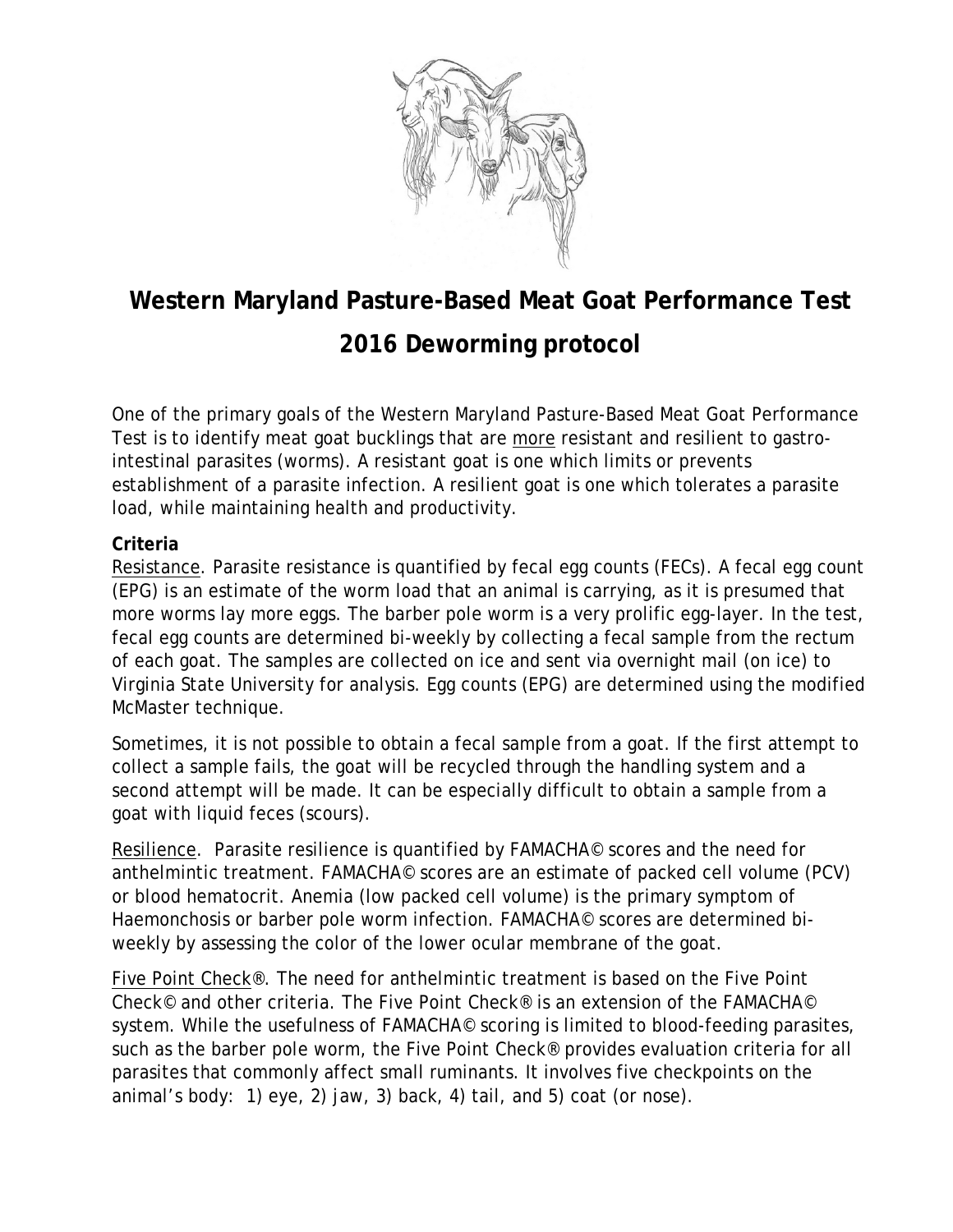# Western Maryland Pasture-Based Meat Goat Performance Test

## 2016 Deworming protocol

One of the primary goals of the Western Maryland Pasture-Based Meat Goat Performance Test is to identify meat goat bucklings that are <u>more</u> resistant and resilient to gastro-intestinal parasites (worms). A resistant goat is one which limits or prevents establishment of a parasite infection. A resilient goat is one which tolerates a parasite load, while maintaining health and productivity.

**Criteria**

<u>Resistance</u>. Parasite resistance is quantified by fecal egg counts (FECs). A fecal egg count (EPG) is an estimate of the worm load that an animal is carrying, as it is presumed that more worms lay more eggs. The barber pole worm is a very prolific egg-layer. In the test, fecal egg counts are determined bi-weekly by collecting a fecal sample from the rectum of each goat. The samples are collected on ice and sent via overnight mail (on ice) to Virginia State University for analysis. Egg counts (EPG) are determined using the modified McMaster technique.

Sometimes, it is not possible to obtain a fecal sample from a goat. If the first attempt to collect a sample fails, the goat will be recycled through the handling system and a second attempt will be made. It can be especially difficult to obtain a sample from a goat with liquid feces (scours).

<u>Resilience</u>. Parasite resilience is quantified by FAMACHA© scores and the need for anthelmintic treatment. FAMACHA© scores are an estimate of packed cell volume (PCV) or blood hematocrit. Anemia (low packed cell volume) is the primary symptom of Haemonchosis or barber pole worm infection. FAMACHA© scores are determined bi-weekly by assessing the color of the lower ocular membrane of the goat.

<u>Five Point Check®</u>. The need for anthelmintic treatment is based on the Five Point Check© and other criteria. The Five Point Check® is an extension of the FAMACHA© system. While the usefulness of FAMACHA© scoring is limited to blood-feeding parasites, such as the barber pole worm, the Five Point Check® provides evaluation criteria for all parasites that commonly affect small ruminants. It involves five checkpoints on the animal's body: 1) eye, 2) jaw, 3) back, 4) tail, and 5) coat (or nose).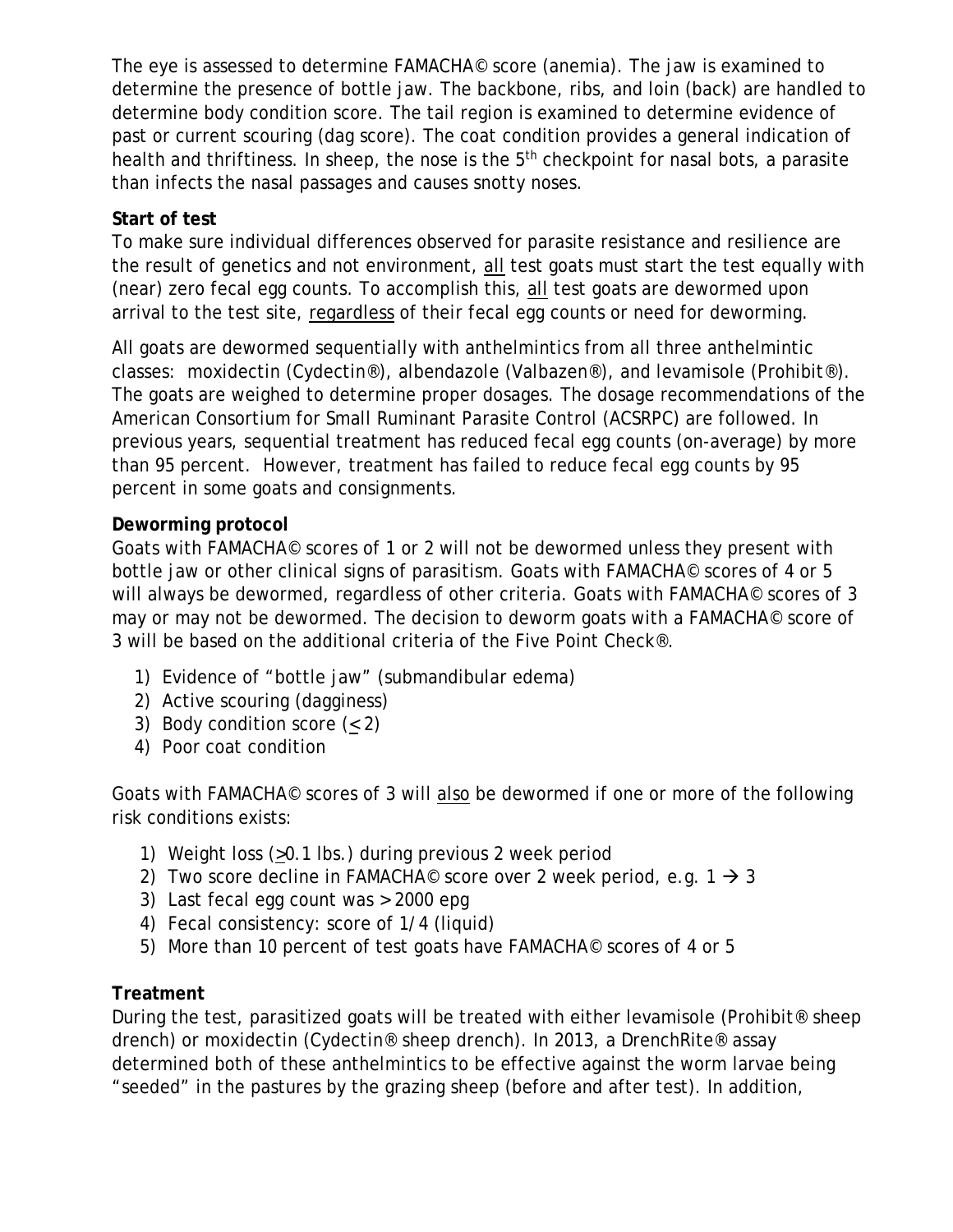The eye is assessed to determine FAMACHA© score (anemia). The jaw is examined to determine the presence of bottle jaw. The backbone, ribs, and loin (back) are handled to determine body condition score. The tail region is examined to determine evidence of past or current scouring (dag score). The coat condition provides a general indication of health and thriftiness. In sheep, the nose is the 5th checkpoint for nasal bots, a parasite than infects the nasal passages and causes snotty noses.

**Start of test**

To make sure individual differences observed for parasite resistance and resilience are the result of genetics and not environment, all test goats must start the test equally with (near) zero fecal egg counts. To accomplish this, all test goats are dewormed upon arrival to the test site, regardless of their fecal egg counts or need for deworming.

All goats are dewormed sequentially with anthelmintics from all three anthelmintic classes: moxidectin (Cydectin®), albendazole (Valbazen®), and levamisole (Prohibit®). The goats are weighed to determine proper dosages. The dosage recommendations of the American Consortium for Small Ruminant Parasite Control (ACSRPC) are followed. In previous years, sequential treatment has reduced fecal egg counts (on-average) by more than 95 percent. However, treatment has failed to reduce fecal egg counts by 95 percent in some goats and consignments.

**Deworming protocol**

Goats with FAMACHA© scores of 1 or 2 will not be dewormed unless they present with bottle jaw or other clinical signs of parasitism. Goats with FAMACHA© scores of 4 or 5 will always be dewormed, regardless of other criteria. Goats with FAMACHA© scores of 3 may or may not be dewormed. The decision to deworm goats with a FAMACHA© score of 3 will be based on the additional criteria of the Five Point Check®.

1) Evidence of "bottle jaw" (submandibular edema)
2) Active scouring (dagginess)
3) Body condition score (≤ 2)
4) Poor coat condition

Goats with FAMACHA© scores of 3 will also be dewormed if one or more of the following risk conditions exists:

1) Weight loss (≥0.1 lbs.) during previous 2 week period
2) Two score decline in FAMACHA© score over 2 week period, e.g. 1 → 3
3) Last fecal egg count was > 2000 epg
4) Fecal consistency: score of 1/4 (liquid)
5) More than 10 percent of test goats have FAMACHA© scores of 4 or 5

**Treatment**

During the test, parasitized goats will be treated with either levamisole (Prohibit® sheep drench) or moxidectin (Cydectin® sheep drench). In 2013, a DrenchRite® assay determined both of these anthelmintics to be effective against the worm larvae being "seeded" in the pastures by the grazing sheep (before and after test). In addition,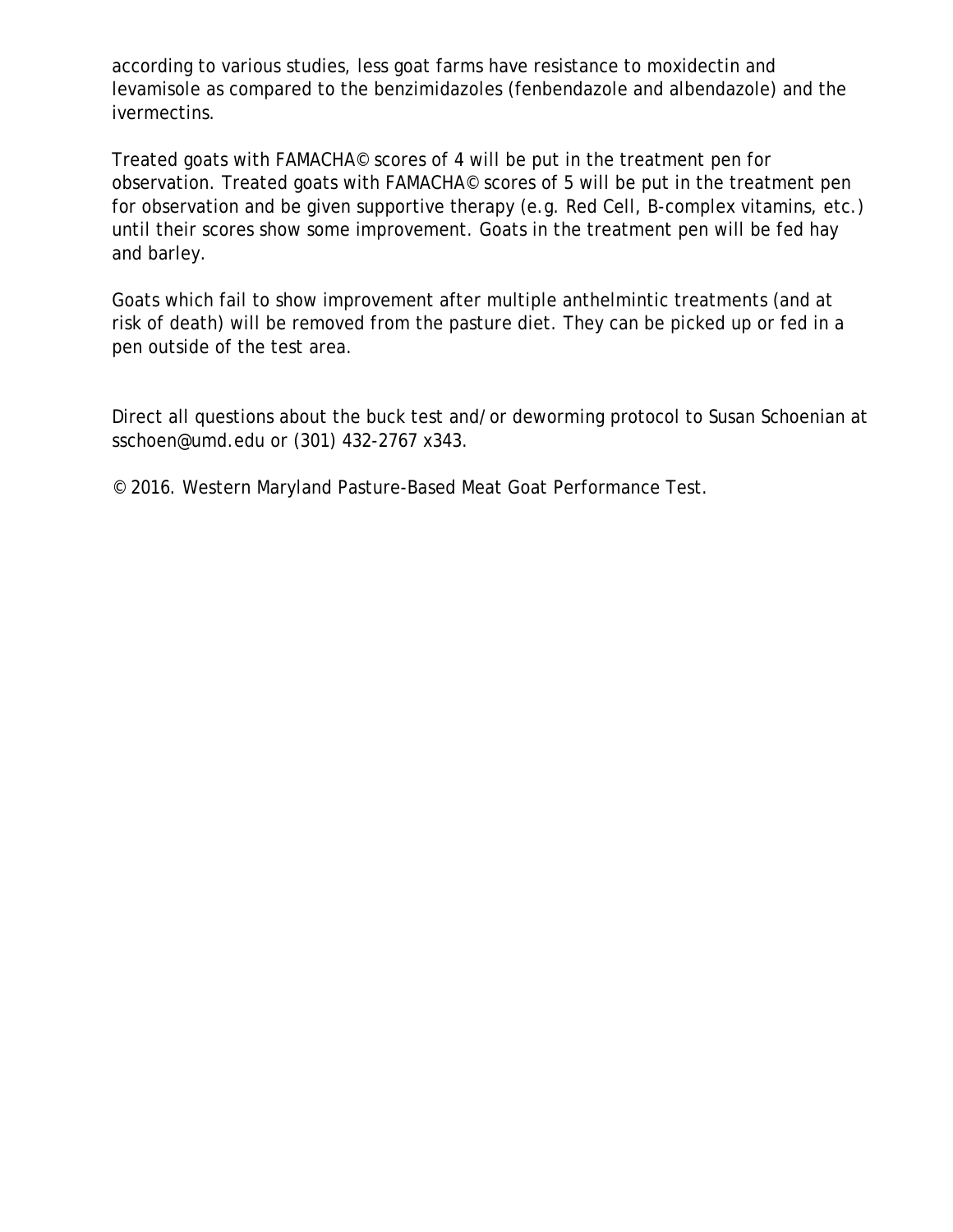according to various studies, less goat farms have resistance to moxidectin and levamisole as compared to the benzimidazoles (fenbendazole and albendazole) and the ivermectins.

Treated goats with FAMACHA© scores of 4 will be put in the treatment pen for observation. Treated goats with FAMACHA© scores of 5 will be put in the treatment pen for observation and be given supportive therapy (e.g. Red Cell, B-complex vitamins, etc.) until their scores show some improvement. Goats in the treatment pen will be fed hay and barley.

Goats which fail to show improvement after multiple anthelmintic treatments (and at risk of death) will be removed from the pasture diet. They can be picked up or fed in a pen outside of the test area.

Direct all questions about the buck test and/or deworming protocol to Susan Schoenian at sschoen@umd.edu or (301) 432-2767 x343.

© 2016. Western Maryland Pasture-Based Meat Goat Performance Test.